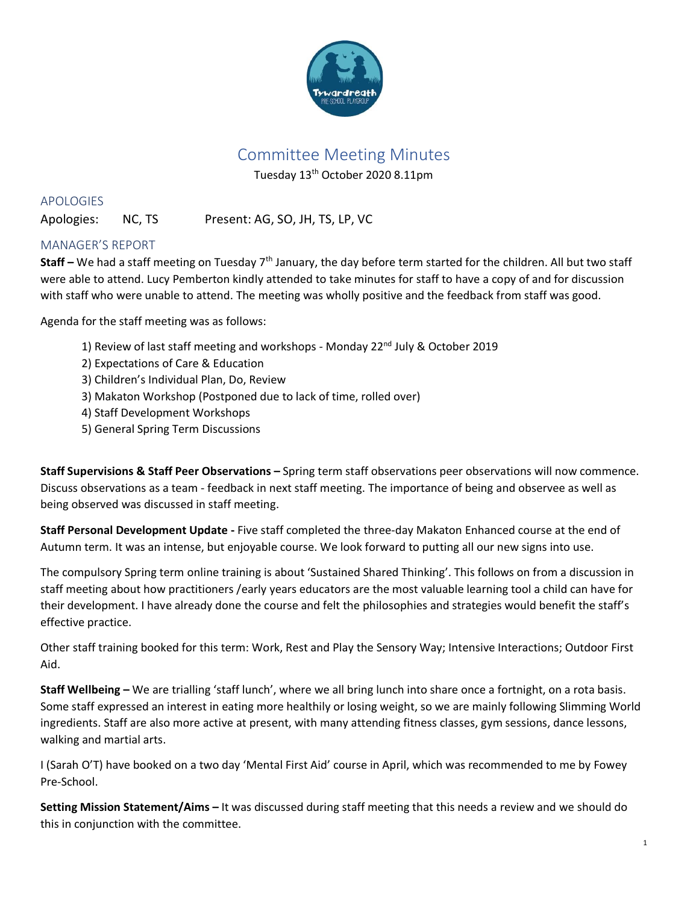# Committee Meeting Minutes

Tuesday 13th October 2020 8.11pm

## APOLOGIES

Apologies: NC, TS Present: AG, SO, JH, TS, LP, VC

## MANAGER'S REPORT

**Staff –** We had a staff meeting on Tuesday 7th January, the day before term started for the children. All but two staff were able to attend. Lucy Pemberton kindly attended to take minutes for staff to have a copy of and for discussion with staff who were unable to attend. The meeting was wholly positive and the feedback from staff was good.

Agenda for the staff meeting was as follows:

1) Review of last staff meeting and workshops - Monday 22nd July & October 2019
2) Expectations of Care & Education
3) Children's Individual Plan, Do, Review
3) Makaton Workshop (Postponed due to lack of time, rolled over)
4) Staff Development Workshops
5) General Spring Term Discussions

**Staff Supervisions & Staff Peer Observations –** Spring term staff observations peer observations will now commence. Discuss observations as a team - feedback in next staff meeting. The importance of being and observee as well as being observed was discussed in staff meeting.

**Staff Personal Development Update -** Five staff completed the three-day Makaton Enhanced course at the end of Autumn term. It was an intense, but enjoyable course. We look forward to putting all our new signs into use.

The compulsory Spring term online training is about 'Sustained Shared Thinking'. This follows on from a discussion in staff meeting about how practitioners /early years educators are the most valuable learning tool a child can have for their development. I have already done the course and felt the philosophies and strategies would benefit the staff's effective practice.

Other staff training booked for this term: Work, Rest and Play the Sensory Way; Intensive Interactions; Outdoor First Aid.

**Staff Wellbeing –** We are trialling 'staff lunch', where we all bring lunch into share once a fortnight, on a rota basis. Some staff expressed an interest in eating more healthily or losing weight, so we are mainly following Slimming World ingredients. Staff are also more active at present, with many attending fitness classes, gym sessions, dance lessons, walking and martial arts.

I (Sarah O'T) have booked on a two day 'Mental First Aid' course in April, which was recommended to me by Fowey Pre-School.

**Setting Mission Statement/Aims –** It was discussed during staff meeting that this needs a review and we should do this in conjunction with the committee.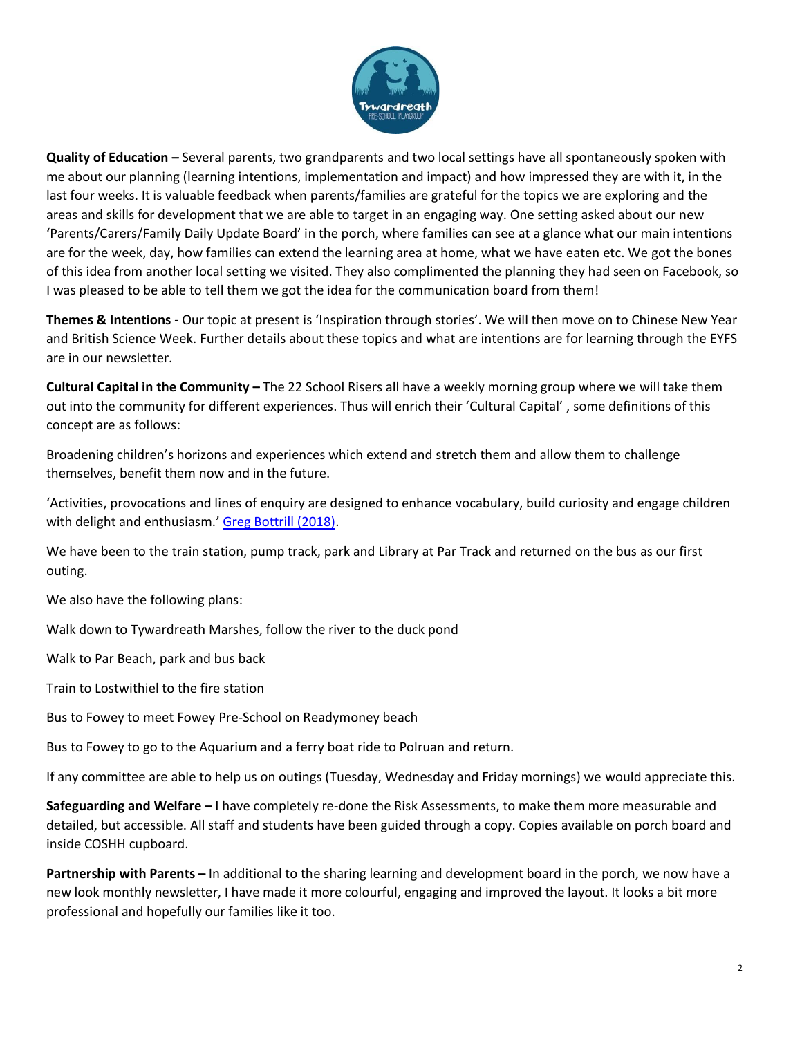**Quality of Education –** Several parents, two grandparents and two local settings have all spontaneously spoken with me about our planning (learning intentions, implementation and impact) and how impressed they are with it, in the last four weeks. It is valuable feedback when parents/families are grateful for the topics we are exploring and the areas and skills for development that we are able to target in an engaging way. One setting asked about our new 'Parents/Carers/Family Daily Update Board' in the porch, where families can see at a glance what our main intentions are for the week, day, how families can extend the learning area at home, what we have eaten etc. We got the bones of this idea from another local setting we visited. They also complimented the planning they had seen on Facebook, so I was pleased to be able to tell them we got the idea for the communication board from them!

**Themes & Intentions -** Our topic at present is 'Inspiration through stories'. We will then move on to Chinese New Year and British Science Week. Further details about these topics and what are intentions are for learning through the EYFS are in our newsletter.

**Cultural Capital in the Community –** The 22 School Risers all have a weekly morning group where we will take them out into the community for different experiences. Thus will enrich their 'Cultural Capital' , some definitions of this concept are as follows:

Broadening children's horizons and experiences which extend and stretch them and allow them to challenge themselves, benefit them now and in the future.

'Activities, provocations and lines of enquiry are designed to enhance vocabulary, build curiosity and engage children with delight and enthusiasm.' Greg Bottrill (2018).

We have been to the train station, pump track, park and Library at Par Track and returned on the bus as our first outing.

We also have the following plans:

Walk down to Tywardreath Marshes, follow the river to the duck pond

Walk to Par Beach, park and bus back

Train to Lostwithiel to the fire station

Bus to Fowey to meet Fowey Pre-School on Readymoney beach

Bus to Fowey to go to the Aquarium and a ferry boat ride to Polruan and return.

If any committee are able to help us on outings (Tuesday, Wednesday and Friday mornings) we would appreciate this.

**Safeguarding and Welfare –** I have completely re-done the Risk Assessments, to make them more measurable and detailed, but accessible. All staff and students have been guided through a copy. Copies available on porch board and inside COSHH cupboard.

**Partnership with Parents –** In additional to the sharing learning and development board in the porch, we now have a new look monthly newsletter, I have made it more colourful, engaging and improved the layout. It looks a bit more professional and hopefully our families like it too.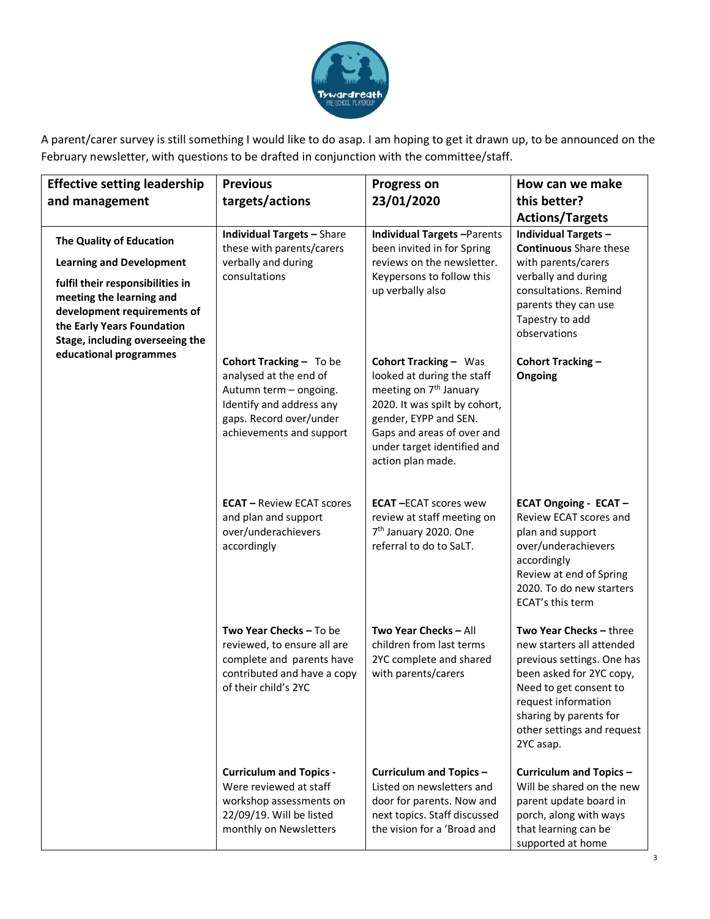A parent/carer survey is still something I would like to do asap. I am hoping to get it drawn up, to be announced on the February newsletter, with questions to be drafted in conjunction with the committee/staff.

| Effective setting leadership and management | Previous targets/actions | Progress on 23/01/2020 | How can we make this better? Actions/Targets |
|---|---|---|---|
| **The Quality of Education**<br>**Learning and Development**<br>**fulfil their responsibilities in meeting the learning and development requirements of the Early Years Foundation Stage, including overseeing the educational programmes** | **Individual Targets –** Share these with parents/carers verbally and during consultations | **Individual Targets –**Parents been invited in for Spring reviews on the newsletter. Keypersons to follow this up verbally also | **Individual Targets – Continuous** Share these with parents/carers verbally and during consultations. Remind parents they can use Tapestry to add observations |
| | **Cohort Tracking –** To be analysed at the end of Autumn term – ongoing. Identify and address any gaps. Record over/under achievements and support | **Cohort Tracking –** Was looked at during the staff meeting on 7th January 2020. It was spilt by cohort, gender, EYPP and SEN. Gaps and areas of over and under target identified and action plan made. | **Cohort Tracking – Ongoing** |
| | **ECAT –** Review ECAT scores and plan and support over/underachievers accordingly | **ECAT –**ECAT scores wew review at staff meeting on 7th January 2020. One referral to do to SaLT. | **ECAT Ongoing - ECAT –** Review ECAT scores and plan and support over/underachievers accordingly<br>Review at end of Spring 2020. To do new starters ECAT's this term |
| | **Two Year Checks –** To be reviewed, to ensure all are complete and parents have contributed and have a copy of their child's 2YC | **Two Year Checks –** All children from last terms 2YC complete and shared with parents/carers | **Two Year Checks –** three new starters all attended previous settings. One has been asked for 2YC copy, Need to get consent to request information sharing by parents for other settings and request 2YC asap. |
| | **Curriculum and Topics -** Were reviewed at staff workshop assessments on 22/09/19. Will be listed monthly on Newsletters | **Curriculum and Topics –** Listed on newsletters and door for parents. Now and next topics. Staff discussed the vision for a 'Broad and | **Curriculum and Topics –** Will be shared on the new parent update board in porch, along with ways that learning can be supported at home |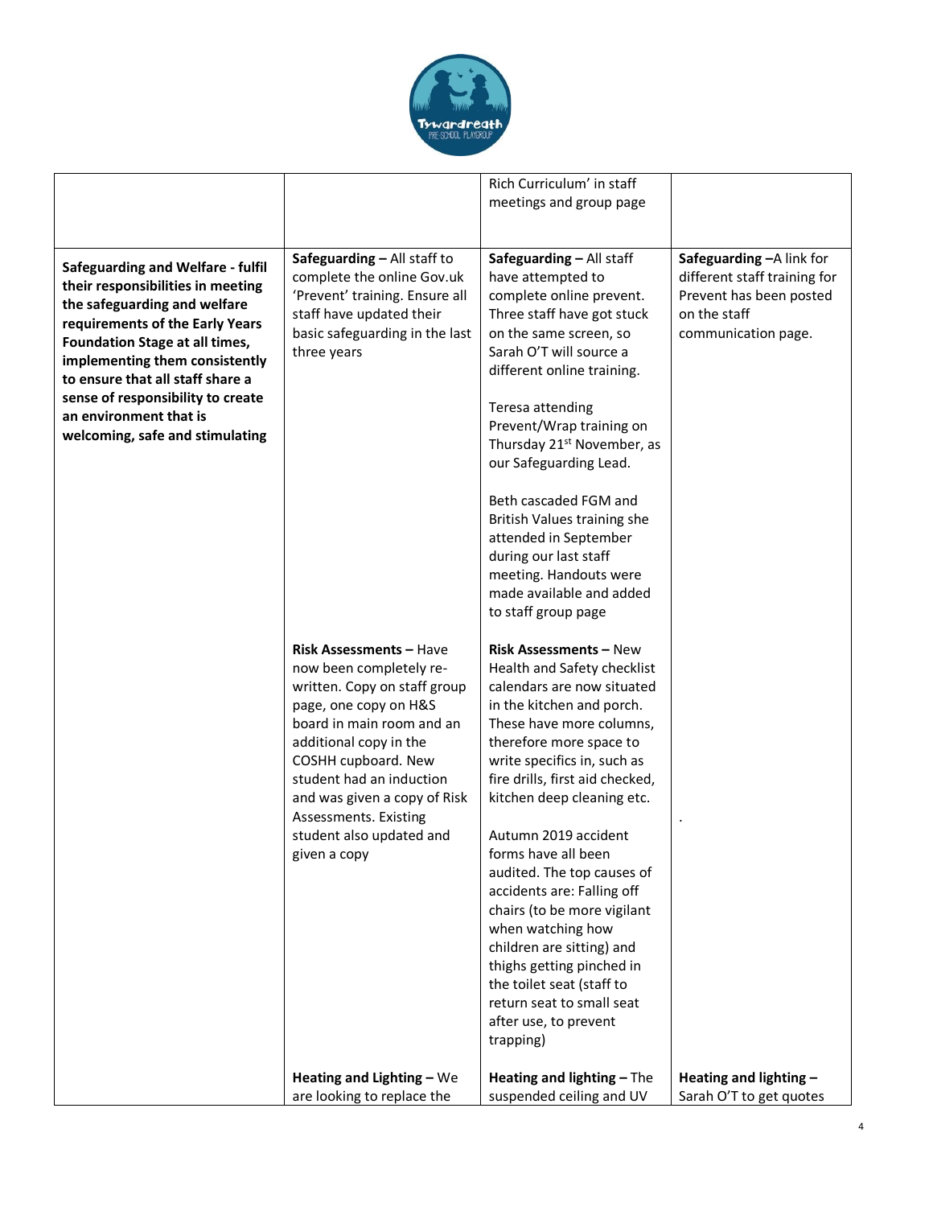| | | | |
|---|---|---|---|
| | | Rich Curriculum' in staff meetings and group page | |
| **Safeguarding and Welfare - fulfil their responsibilities in meeting the safeguarding and welfare requirements of the Early Years Foundation Stage at all times, implementing them consistently to ensure that all staff share a sense of responsibility to create an environment that is welcoming, safe and stimulating** | **Safeguarding –** All staff to complete the online Gov.uk 'Prevent' training. Ensure all staff have updated their basic safeguarding in the last three years | **Safeguarding –** All staff have attempted to complete online prevent. Three staff have got stuck on the same screen, so Sarah O'T will source a different online training.<br><br>Teresa attending Prevent/Wrap training on Thursday 21st November, as our Safeguarding Lead.<br><br>Beth cascaded FGM and British Values training she attended in September during our last staff meeting. Handouts were made available and added to staff group page | **Safeguarding –**A link for different staff training for Prevent has been posted on the staff communication page. |
| | **Risk Assessments –** Have now been completely re-written. Copy on staff group page, one copy on H&S board in main room and an additional copy in the COSHH cupboard. New student had an induction and was given a copy of Risk Assessments. Existing student also updated and given a copy | **Risk Assessments –** New Health and Safety checklist calendars are now situated in the kitchen and porch. These have more columns, therefore more space to write specifics in, such as fire drills, first aid checked, kitchen deep cleaning etc.<br><br>Autumn 2019 accident forms have all been audited. The top causes of accidents are: Falling off chairs (to be more vigilant when watching how children are sitting) and thighs getting pinched in the toilet seat (staff to return seat to small seat after use, to prevent trapping) | . |
| | **Heating and Lighting –** We are looking to replace the | **Heating and lighting –** The suspended ceiling and UV | **Heating and lighting –** Sarah O'T to get quotes |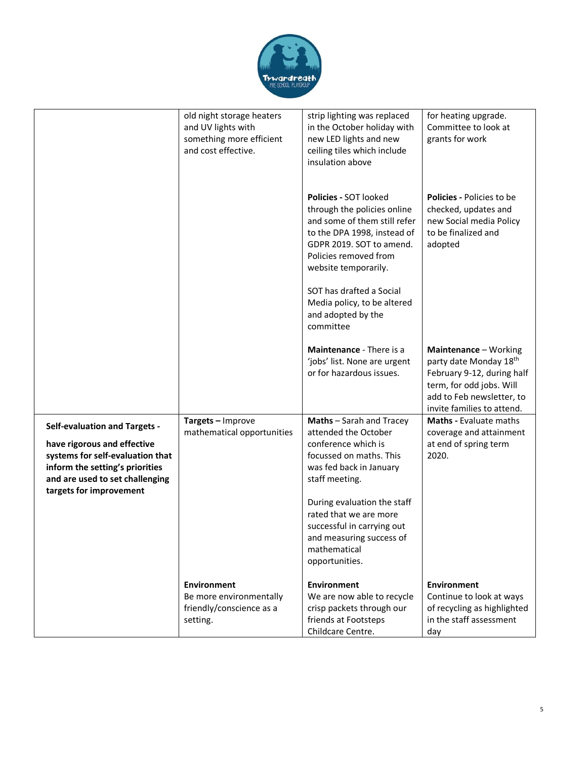| | | | |
|---|---|---|---|
| | old night storage heaters and UV lights with something more efficient and cost effective. | strip lighting was replaced in the October holiday with new LED lights and new ceiling tiles which include insulation above | for heating upgrade. Committee to look at grants for work |
| | | **Policies -** SOT looked through the policies online and some of them still refer to the DPA 1998, instead of GDPR 2019. SOT to amend. Policies removed from website temporarily.<br><br>SOT has drafted a Social Media policy, to be altered and adopted by the committee | **Policies -** Policies to be checked, updates and new Social media Policy to be finalized and adopted |
| | | **Maintenance** - There is a 'jobs' list. None are urgent or for hazardous issues. | **Maintenance** – Working party date Monday 18th February 9-12, during half term, for odd jobs. Will add to Feb newsletter, to invite families to attend. |
| **Self-evaluation and Targets - have rigorous and effective systems for self-evaluation that inform the setting's priorities and are used to set challenging targets for improvement** | **Targets –** Improve mathematical opportunities | **Maths** – Sarah and Tracey attended the October conference which is focussed on maths. This was fed back in January staff meeting.<br><br>During evaluation the staff rated that we are more successful in carrying out and measuring success of mathematical opportunities. | **Maths -** Evaluate maths coverage and attainment at end of spring term 2020. |
| | **Environment**<br>Be more environmentally friendly/conscience as a setting. | **Environment**<br>We are now able to recycle crisp packets through our friends at Footsteps Childcare Centre. | **Environment**<br>Continue to look at ways of recycling as highlighted in the staff assessment day |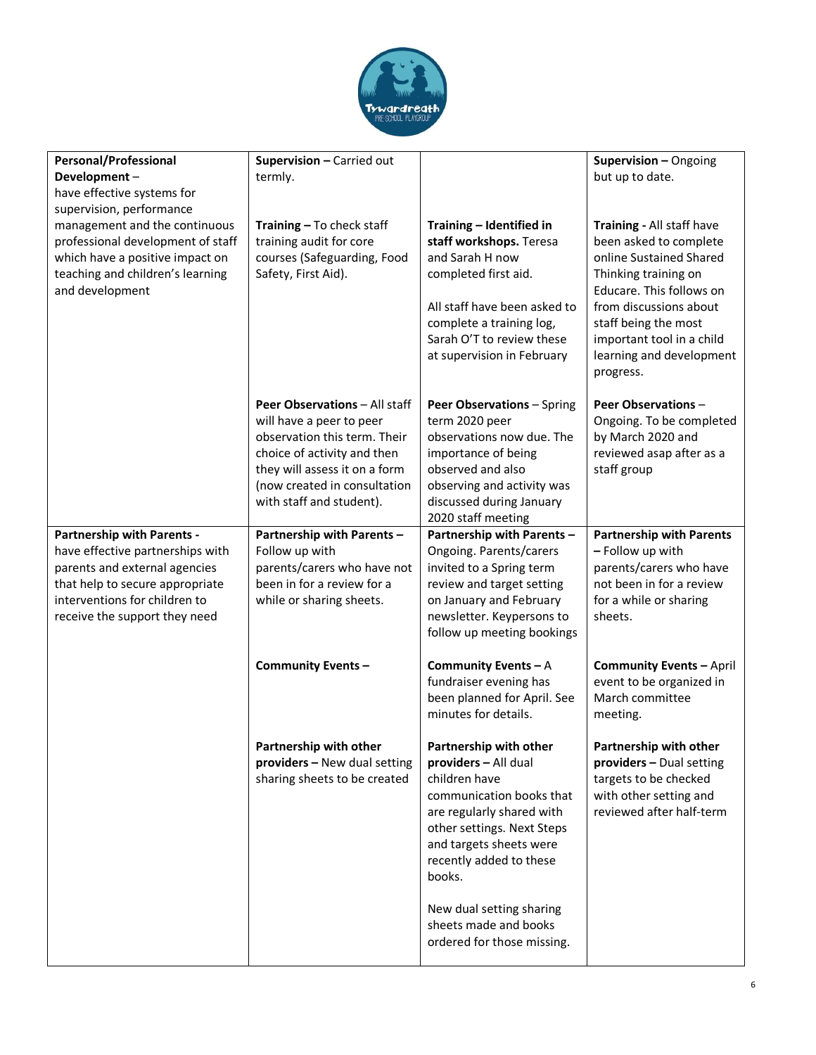| **Personal/Professional Development** – have effective systems for supervision, performance management and the continuous professional development of staff which have a positive impact on teaching and children's learning and development | **Supervision –** Carried out termly. | | **Supervision –** Ongoing but up to date. |
|---|---|---|---|
| | **Training –** To check staff training audit for core courses (Safeguarding, Food Safety, First Aid). | **Training – Identified in staff workshops.** Teresa and Sarah H now completed first aid.<br><br>All staff have been asked to complete a training log, Sarah O'T to review these at supervision in February | **Training -** All staff have been asked to complete online Sustained Shared Thinking training on Educare. This follows on from discussions about staff being the most important tool in a child learning and development progress. |
| | **Peer Observations** – All staff will have a peer to peer observation this term. Their choice of activity and then they will assess it on a form (now created in consultation with staff and student). | **Peer Observations** – Spring term 2020 peer observations now due. The importance of being observed and also observing and activity was discussed during January 2020 staff meeting | **Peer Observations** – Ongoing. To be completed by March 2020 and reviewed asap after as a staff group |
| **Partnership with Parents -** have effective partnerships with parents and external agencies that help to secure appropriate interventions for children to receive the support they need | **Partnership with Parents –** Follow up with parents/carers who have not been in for a review for a while or sharing sheets. | **Partnership with Parents –** Ongoing. Parents/carers invited to a Spring term review and target setting on January and February newsletter. Keypersons to follow up meeting bookings | **Partnership with Parents –** Follow up with parents/carers who have not been in for a review for a while or sharing sheets. |
| | **Community Events –** | **Community Events –** A fundraiser evening has been planned for April. See minutes for details. | **Community Events –** April event to be organized in March committee meeting. |
| | **Partnership with other providers –** New dual setting sharing sheets to be created | **Partnership with other providers –** All dual children have communication books that are regularly shared with other settings. Next Steps and targets sheets were recently added to these books.<br><br>New dual setting sharing sheets made and books ordered for those missing. | **Partnership with other providers –** Dual setting targets to be checked with other setting and reviewed after half-term |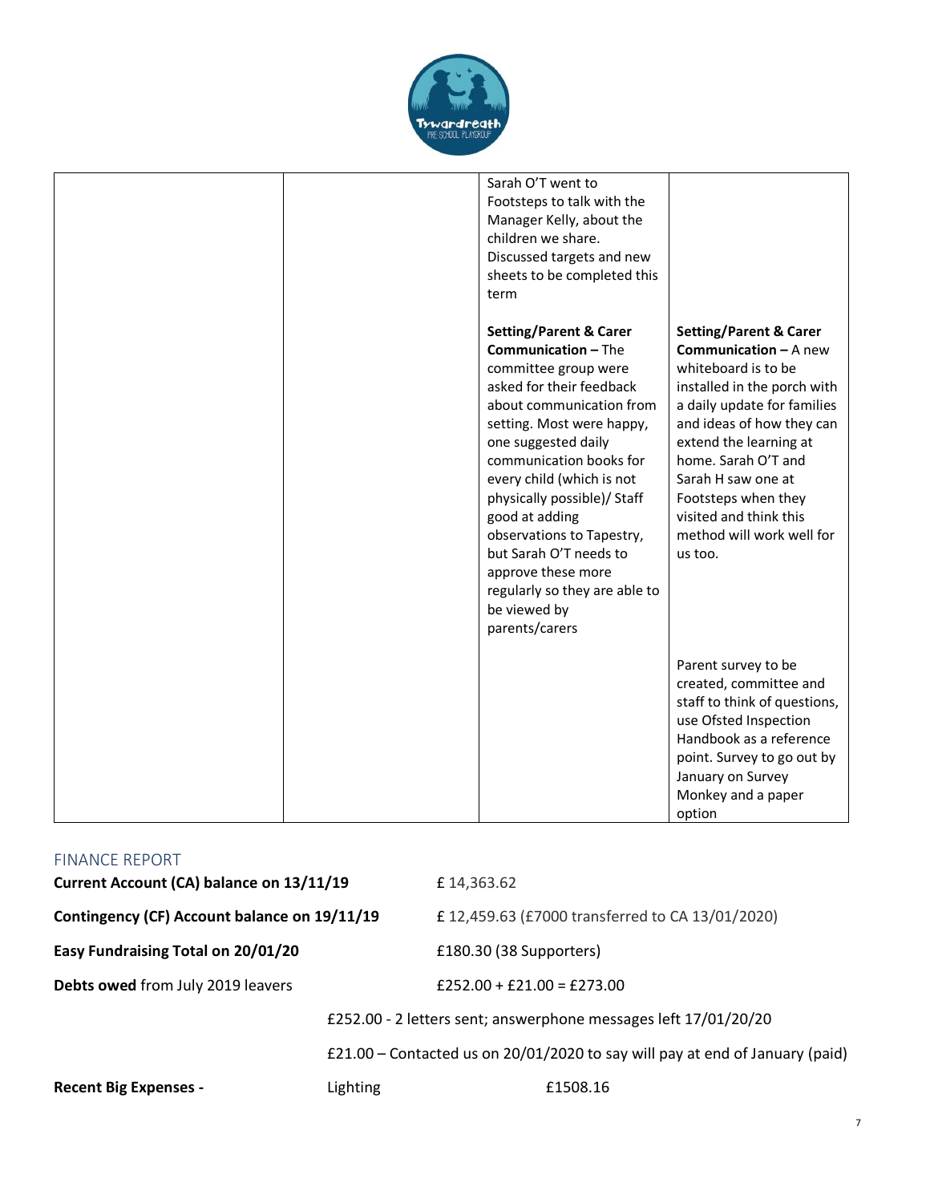| | | | |
|---|---|---|---|
| | | Sarah O'T went to Footsteps to talk with the Manager Kelly, about the children we share. Discussed targets and new sheets to be completed this term | |
| | | **Setting/Parent & Carer Communication –** The committee group were asked for their feedback about communication from setting. Most were happy, one suggested daily communication books for every child (which is not physically possible)/ Staff good at adding observations to Tapestry, but Sarah O'T needs to approve these more regularly so they are able to be viewed by parents/carers | **Setting/Parent & Carer Communication –** A new whiteboard is to be installed in the porch with a daily update for families and ideas of how they can extend the learning at home. Sarah O'T and Sarah H saw one at Footsteps when they visited and think this method will work well for us too. |
| | | | Parent survey to be created, committee and staff to think of questions, use Ofsted Inspection Handbook as a reference point. Survey to go out by January on Survey Monkey and a paper option |

## FINANCE REPORT

**Current Account (CA) balance on 13/11/19** £ 14,363.62

**Contingency (CF) Account balance on 19/11/19** £ 12,459.63 (£7000 transferred to CA 13/01/2020)

**Easy Fundraising Total on 20/01/20** £180.30 (38 Supporters)

**Debts owed** from July 2019 leavers £252.00 + £21.00 = £273.00

£252.00 - 2 letters sent; answerphone messages left 17/01/20/20

£21.00 – Contacted us on 20/01/2020 to say will pay at end of January (paid)

**Recent Big Expenses -** Lighting £1508.16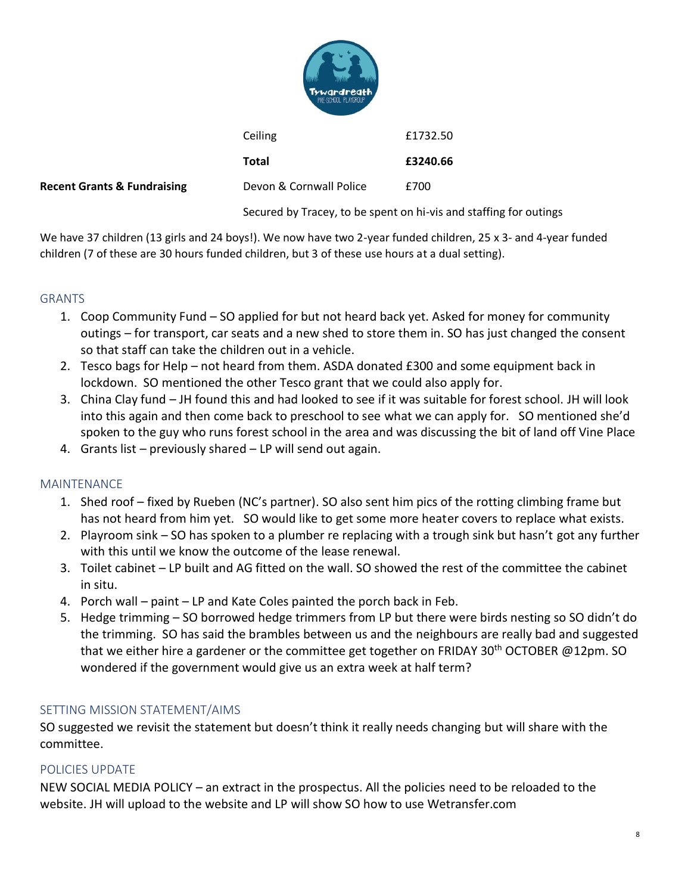| | | |
|---|---|---|
| | Ceiling | £1732.50 |
| | **Total** | **£3240.66** |
| **Recent Grants & Fundraising** | Devon & Cornwall Police | £700 |
| | Secured by Tracey, to be spent on hi-vis and staffing for outings | |

We have 37 children (13 girls and 24 boys!). We now have two 2-year funded children, 25 x 3- and 4-year funded children (7 of these are 30 hours funded children, but 3 of these use hours at a dual setting).

## GRANTS

1. Coop Community Fund – SO applied for but not heard back yet. Asked for money for community outings – for transport, car seats and a new shed to store them in. SO has just changed the consent so that staff can take the children out in a vehicle.
2. Tesco bags for Help – not heard from them. ASDA donated £300 and some equipment back in lockdown. SO mentioned the other Tesco grant that we could also apply for.
3. China Clay fund – JH found this and had looked to see if it was suitable for forest school. JH will look into this again and then come back to preschool to see what we can apply for. SO mentioned she'd spoken to the guy who runs forest school in the area and was discussing the bit of land off Vine Place
4. Grants list – previously shared – LP will send out again.

## MAINTENANCE

1. Shed roof – fixed by Rueben (NC's partner). SO also sent him pics of the rotting climbing frame but has not heard from him yet. SO would like to get some more heater covers to replace what exists.
2. Playroom sink – SO has spoken to a plumber re replacing with a trough sink but hasn't got any further with this until we know the outcome of the lease renewal.
3. Toilet cabinet – LP built and AG fitted on the wall. SO showed the rest of the committee the cabinet in situ.
4. Porch wall – paint – LP and Kate Coles painted the porch back in Feb.
5. Hedge trimming – SO borrowed hedge trimmers from LP but there were birds nesting so SO didn't do the trimming. SO has said the brambles between us and the neighbours are really bad and suggested that we either hire a gardener or the committee get together on FRIDAY 30th OCTOBER @12pm. SO wondered if the government would give us an extra week at half term?

## SETTING MISSION STATEMENT/AIMS

SO suggested we revisit the statement but doesn't think it really needs changing but will share with the committee.

## POLICIES UPDATE

NEW SOCIAL MEDIA POLICY – an extract in the prospectus. All the policies need to be reloaded to the website. JH will upload to the website and LP will show SO how to use Wetransfer.com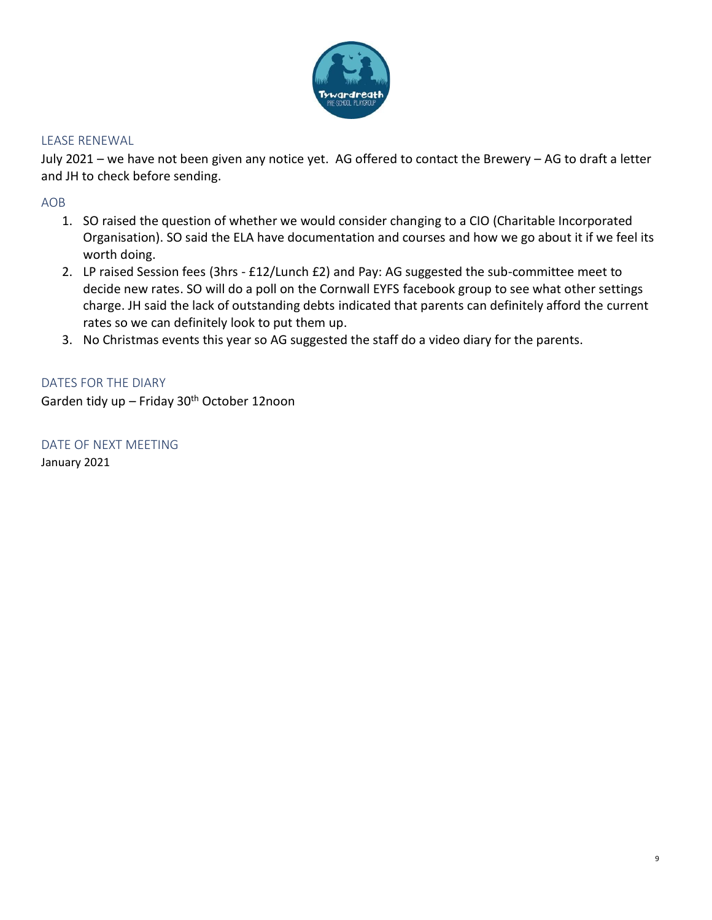## LEASE RENEWAL

July 2021 – we have not been given any notice yet. AG offered to contact the Brewery – AG to draft a letter and JH to check before sending.

## AOB

1. SO raised the question of whether we would consider changing to a CIO (Charitable Incorporated Organisation). SO said the ELA have documentation and courses and how we go about it if we feel its worth doing.
2. LP raised Session fees (3hrs - £12/Lunch £2) and Pay: AG suggested the sub-committee meet to decide new rates. SO will do a poll on the Cornwall EYFS facebook group to see what other settings charge. JH said the lack of outstanding debts indicated that parents can definitely afford the current rates so we can definitely look to put them up.
3. No Christmas events this year so AG suggested the staff do a video diary for the parents.

## DATES FOR THE DIARY

Garden tidy up – Friday 30th October 12noon

## DATE OF NEXT MEETING

January 2021